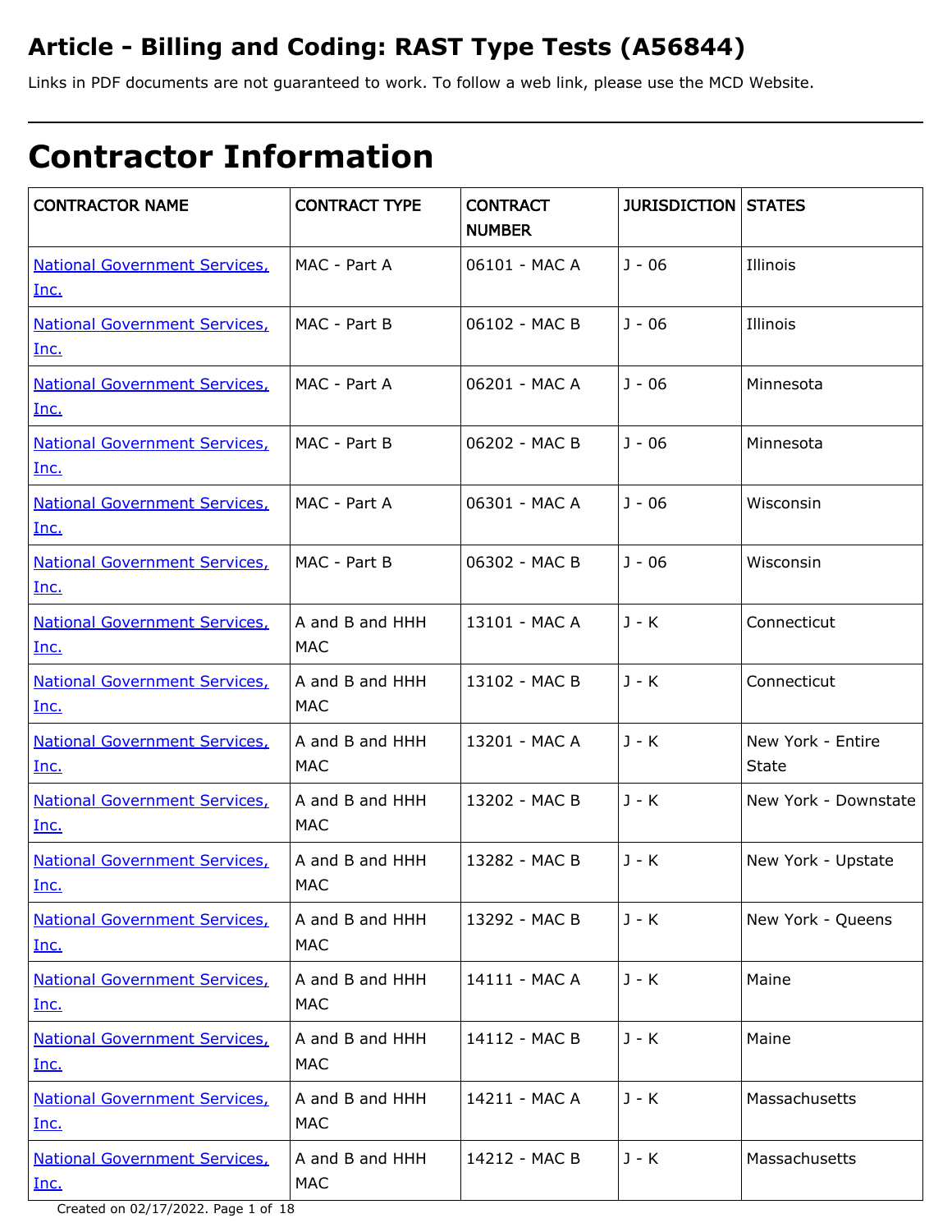# Article - Billing and Coding: RAST Type Tests (A56844)

Links in PDF documents are not guaranteed to work. To follow a web link, please use the MCD Website.

# Contractor Information

| CONTRACTOR NAME | CONTRACT TYPE | CONTRACT NUMBER | JURISDICTION | STATES |
|---|---|---|---|---|
| National Government Services, Inc. | MAC - Part A | 06101 - MAC A | J - 06 | Illinois |
| National Government Services, Inc. | MAC - Part B | 06102 - MAC B | J - 06 | Illinois |
| National Government Services, Inc. | MAC - Part A | 06201 - MAC A | J - 06 | Minnesota |
| National Government Services, Inc. | MAC - Part B | 06202 - MAC B | J - 06 | Minnesota |
| National Government Services, Inc. | MAC - Part A | 06301 - MAC A | J - 06 | Wisconsin |
| National Government Services, Inc. | MAC - Part B | 06302 - MAC B | J - 06 | Wisconsin |
| National Government Services, Inc. | A and B and HHH MAC | 13101 - MAC A | J - K | Connecticut |
| National Government Services, Inc. | A and B and HHH MAC | 13102 - MAC B | J - K | Connecticut |
| National Government Services, Inc. | A and B and HHH MAC | 13201 - MAC A | J - K | New York - Entire State |
| National Government Services, Inc. | A and B and HHH MAC | 13202 - MAC B | J - K | New York - Downstate |
| National Government Services, Inc. | A and B and HHH MAC | 13282 - MAC B | J - K | New York - Upstate |
| National Government Services, Inc. | A and B and HHH MAC | 13292 - MAC B | J - K | New York - Queens |
| National Government Services, Inc. | A and B and HHH MAC | 14111 - MAC A | J - K | Maine |
| National Government Services, Inc. | A and B and HHH MAC | 14112 - MAC B | J - K | Maine |
| National Government Services, Inc. | A and B and HHH MAC | 14211 - MAC A | J - K | Massachusetts |
| National Government Services, Inc. | A and B and HHH MAC | 14212 - MAC B | J - K | Massachusetts |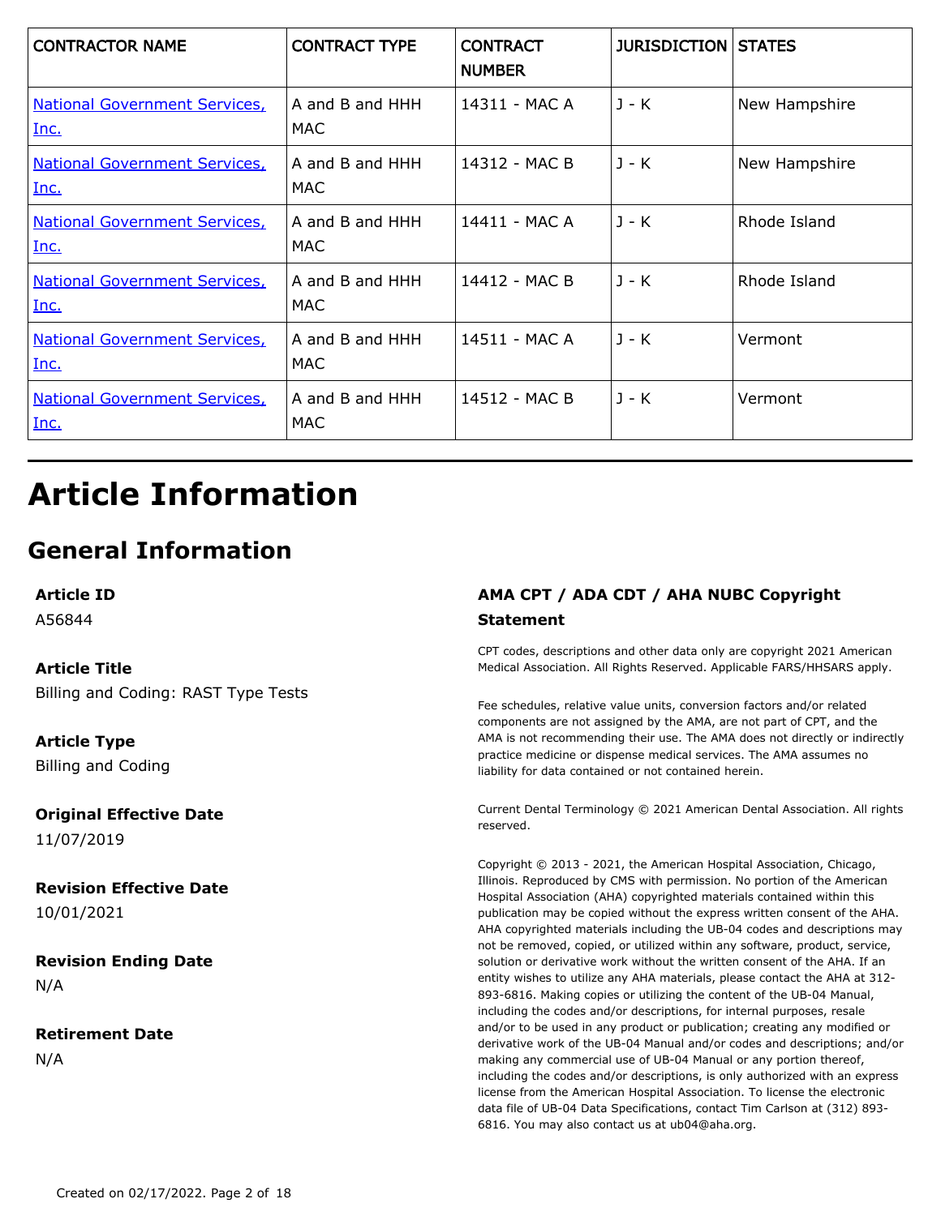| CONTRACTOR NAME | CONTRACT TYPE | CONTRACT NUMBER | JURISDICTION | STATES |
|---|---|---|---|---|
| National Government Services, Inc. | A and B and HHH MAC | 14311 - MAC A | J - K | New Hampshire |
| National Government Services, Inc. | A and B and HHH MAC | 14312 - MAC B | J - K | New Hampshire |
| National Government Services, Inc. | A and B and HHH MAC | 14411 - MAC A | J - K | Rhode Island |
| National Government Services, Inc. | A and B and HHH MAC | 14412 - MAC B | J - K | Rhode Island |
| National Government Services, Inc. | A and B and HHH MAC | 14511 - MAC A | J - K | Vermont |
| National Government Services, Inc. | A and B and HHH MAC | 14512 - MAC B | J - K | Vermont |

# Article Information

## General Information

**Article ID**
A56844

**Article Title**
Billing and Coding: RAST Type Tests

**Article Type**
Billing and Coding

**Original Effective Date**
11/07/2019

**Revision Effective Date**
10/01/2021

**Revision Ending Date**
N/A

**Retirement Date**
N/A

**AMA CPT / ADA CDT / AHA NUBC Copyright Statement**

CPT codes, descriptions and other data only are copyright 2021 American Medical Association. All Rights Reserved. Applicable FARS/HHSARS apply.

Fee schedules, relative value units, conversion factors and/or related components are not assigned by the AMA, are not part of CPT, and the AMA is not recommending their use. The AMA does not directly or indirectly practice medicine or dispense medical services. The AMA assumes no liability for data contained or not contained herein.

Current Dental Terminology © 2021 American Dental Association. All rights reserved.

Copyright © 2013 - 2021, the American Hospital Association, Chicago, Illinois. Reproduced by CMS with permission. No portion of the American Hospital Association (AHA) copyrighted materials contained within this publication may be copied without the express written consent of the AHA. AHA copyrighted materials including the UB-04 codes and descriptions may not be removed, copied, or utilized within any software, product, service, solution or derivative work without the written consent of the AHA. If an entity wishes to utilize any AHA materials, please contact the AHA at 312-893-6816. Making copies or utilizing the content of the UB-04 Manual, including the codes and/or descriptions, for internal purposes, resale and/or to be used in any product or publication; creating any modified or derivative work of the UB-04 Manual and/or codes and descriptions; and/or making any commercial use of UB-04 Manual or any portion thereof, including the codes and/or descriptions, is only authorized with an express license from the American Hospital Association. To license the electronic data file of UB-04 Data Specifications, contact Tim Carlson at (312) 893-6816. You may also contact us at ub04@aha.org.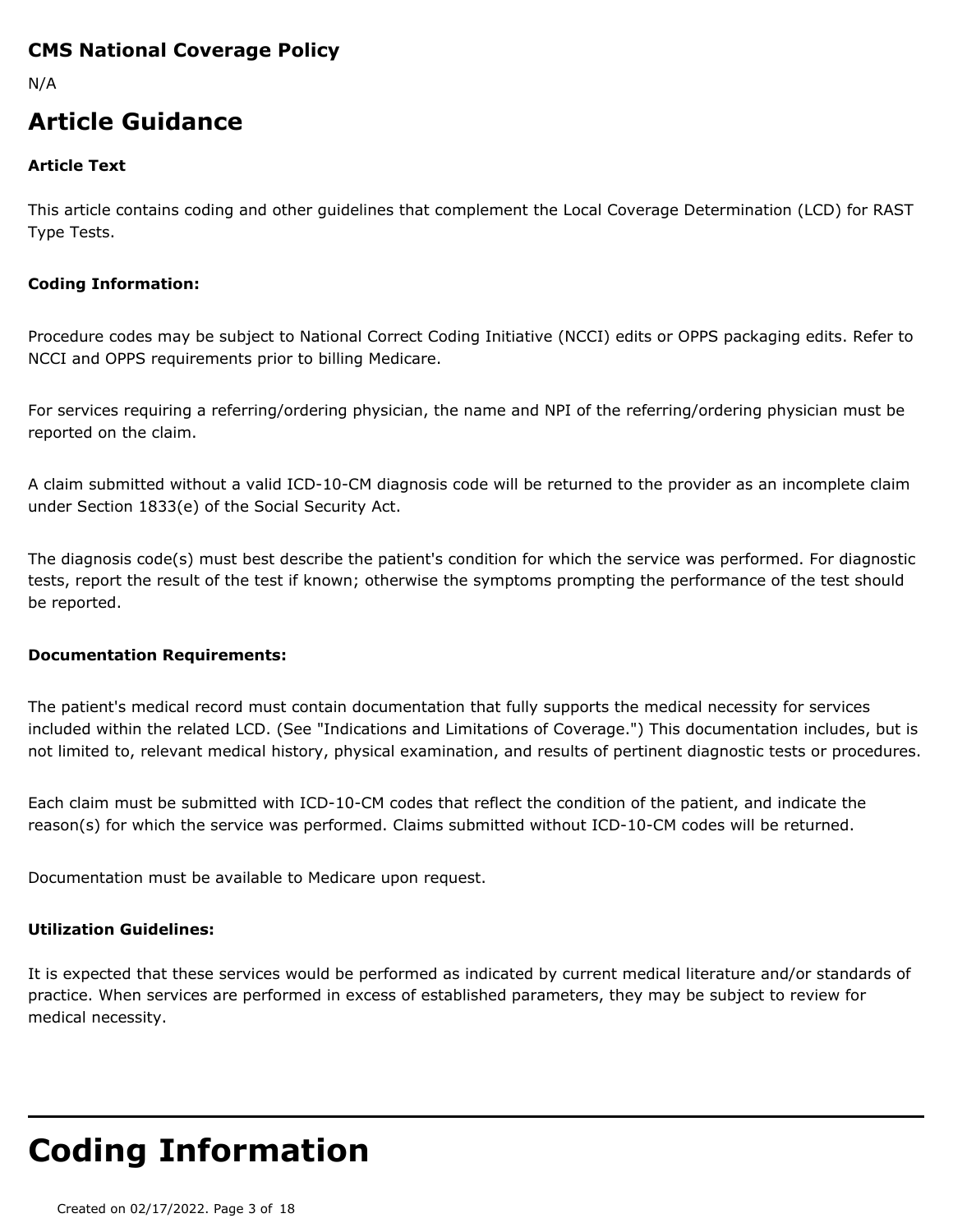### CMS National Coverage Policy

N/A

## Article Guidance

**Article Text**

This article contains coding and other guidelines that complement the Local Coverage Determination (LCD) for RAST Type Tests.

**Coding Information:**

Procedure codes may be subject to National Correct Coding Initiative (NCCI) edits or OPPS packaging edits. Refer to NCCI and OPPS requirements prior to billing Medicare.

For services requiring a referring/ordering physician, the name and NPI of the referring/ordering physician must be reported on the claim.

A claim submitted without a valid ICD-10-CM diagnosis code will be returned to the provider as an incomplete claim under Section 1833(e) of the Social Security Act.

The diagnosis code(s) must best describe the patient's condition for which the service was performed. For diagnostic tests, report the result of the test if known; otherwise the symptoms prompting the performance of the test should be reported.

**Documentation Requirements:**

The patient's medical record must contain documentation that fully supports the medical necessity for services included within the related LCD. (See "Indications and Limitations of Coverage.") This documentation includes, but is not limited to, relevant medical history, physical examination, and results of pertinent diagnostic tests or procedures.

Each claim must be submitted with ICD-10-CM codes that reflect the condition of the patient, and indicate the reason(s) for which the service was performed. Claims submitted without ICD-10-CM codes will be returned.

Documentation must be available to Medicare upon request.

**Utilization Guidelines:**

It is expected that these services would be performed as indicated by current medical literature and/or standards of practice. When services are performed in excess of established parameters, they may be subject to review for medical necessity.

# Coding Information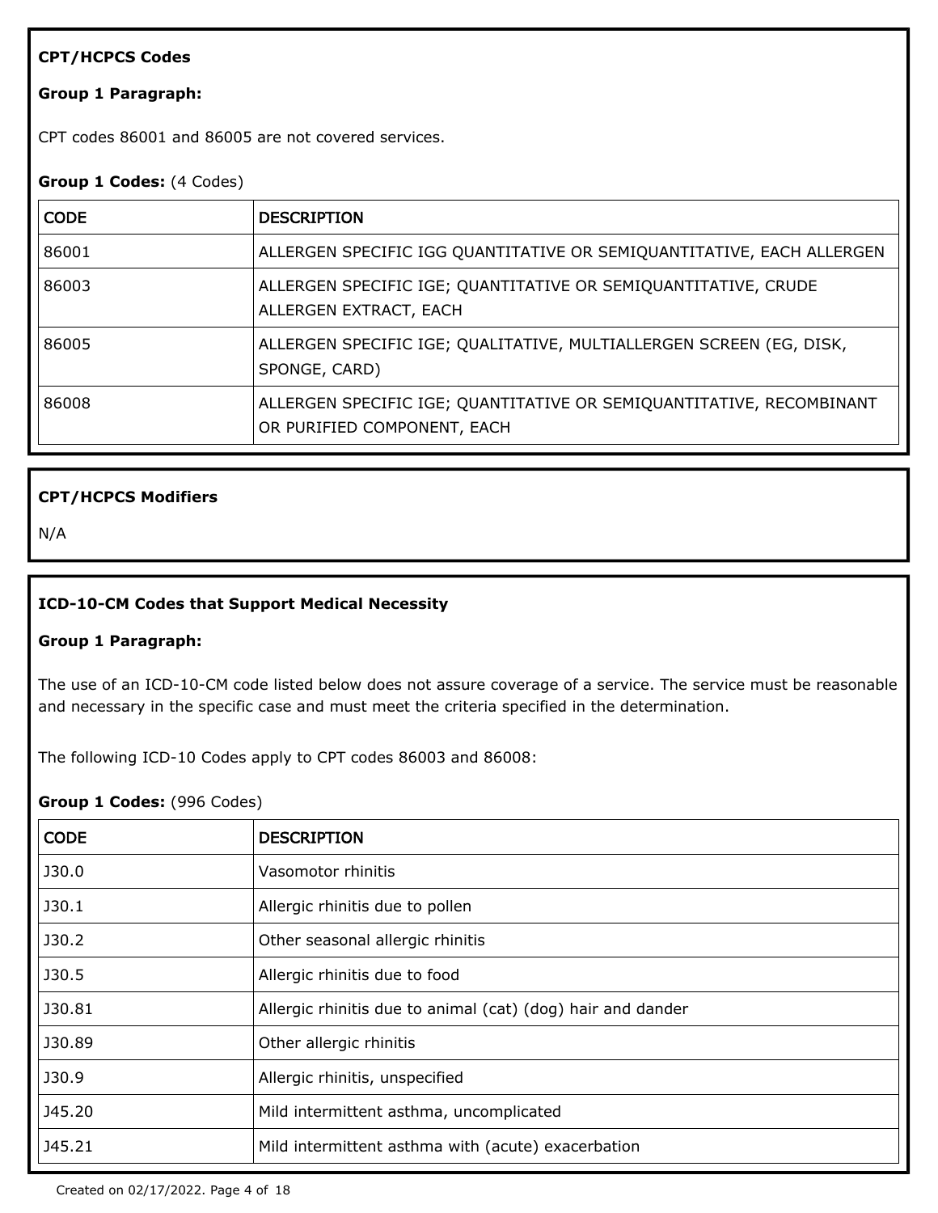### CPT/HCPCS Codes

**Group 1 Paragraph:**

CPT codes 86001 and 86005 are not covered services.

**Group 1 Codes:** (4 Codes)

| CODE | DESCRIPTION |
|---|---|
| 86001 | ALLERGEN SPECIFIC IGG QUANTITATIVE OR SEMIQUANTITATIVE, EACH ALLERGEN |
| 86003 | ALLERGEN SPECIFIC IGE; QUANTITATIVE OR SEMIQUANTITATIVE, CRUDE ALLERGEN EXTRACT, EACH |
| 86005 | ALLERGEN SPECIFIC IGE; QUALITATIVE, MULTIALLERGEN SCREEN (EG, DISK, SPONGE, CARD) |
| 86008 | ALLERGEN SPECIFIC IGE; QUANTITATIVE OR SEMIQUANTITATIVE, RECOMBINANT OR PURIFIED COMPONENT, EACH |

### CPT/HCPCS Modifiers

N/A

### ICD-10-CM Codes that Support Medical Necessity

**Group 1 Paragraph:**

The use of an ICD-10-CM code listed below does not assure coverage of a service. The service must be reasonable and necessary in the specific case and must meet the criteria specified in the determination.

The following ICD-10 Codes apply to CPT codes 86003 and 86008:

**Group 1 Codes:** (996 Codes)

| CODE | DESCRIPTION |
|---|---|
| J30.0 | Vasomotor rhinitis |
| J30.1 | Allergic rhinitis due to pollen |
| J30.2 | Other seasonal allergic rhinitis |
| J30.5 | Allergic rhinitis due to food |
| J30.81 | Allergic rhinitis due to animal (cat) (dog) hair and dander |
| J30.89 | Other allergic rhinitis |
| J30.9 | Allergic rhinitis, unspecified |
| J45.20 | Mild intermittent asthma, uncomplicated |
| J45.21 | Mild intermittent asthma with (acute) exacerbation |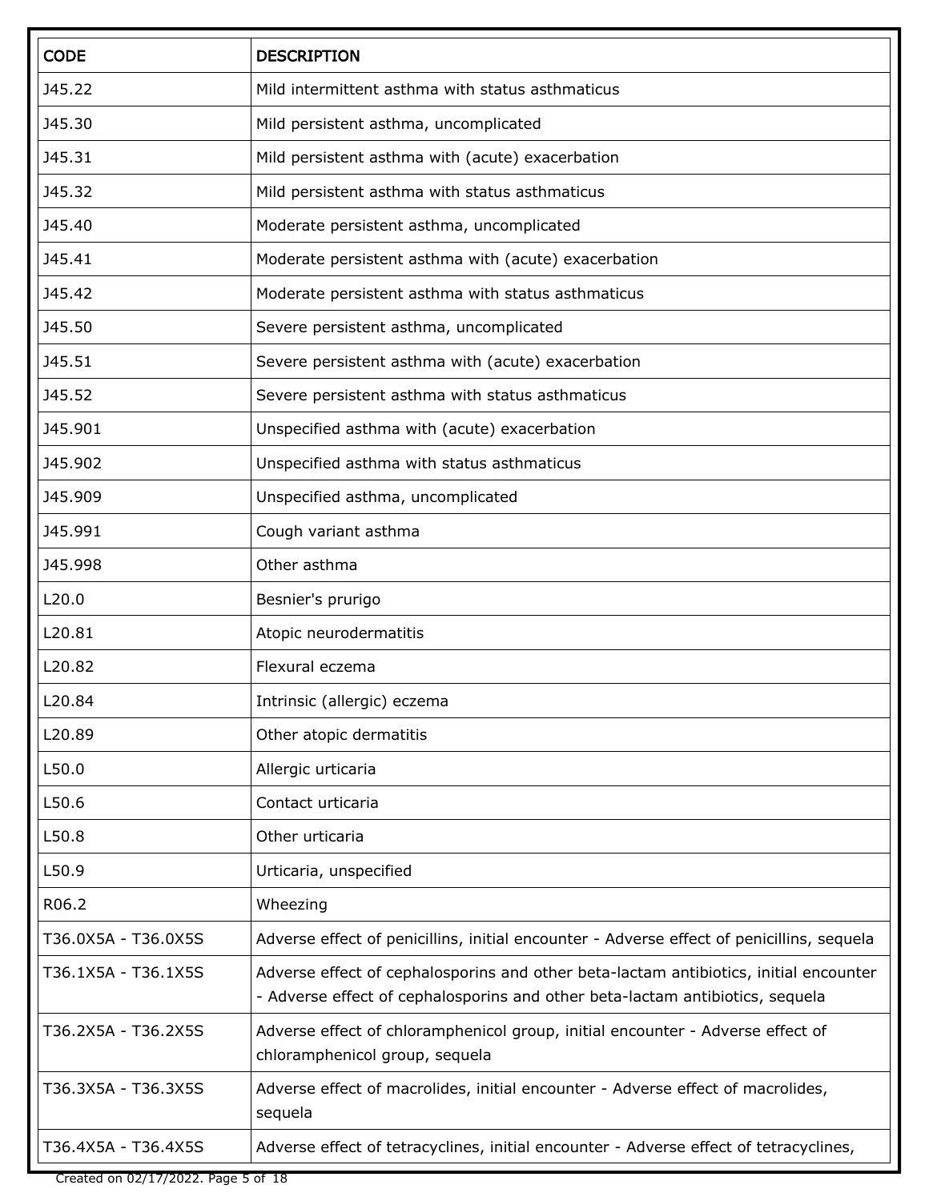| CODE | DESCRIPTION |
| --- | --- |
| J45.22 | Mild intermittent asthma with status asthmaticus |
| J45.30 | Mild persistent asthma, uncomplicated |
| J45.31 | Mild persistent asthma with (acute) exacerbation |
| J45.32 | Mild persistent asthma with status asthmaticus |
| J45.40 | Moderate persistent asthma, uncomplicated |
| J45.41 | Moderate persistent asthma with (acute) exacerbation |
| J45.42 | Moderate persistent asthma with status asthmaticus |
| J45.50 | Severe persistent asthma, uncomplicated |
| J45.51 | Severe persistent asthma with (acute) exacerbation |
| J45.52 | Severe persistent asthma with status asthmaticus |
| J45.901 | Unspecified asthma with (acute) exacerbation |
| J45.902 | Unspecified asthma with status asthmaticus |
| J45.909 | Unspecified asthma, uncomplicated |
| J45.991 | Cough variant asthma |
| J45.998 | Other asthma |
| L20.0 | Besnier's prurigo |
| L20.81 | Atopic neurodermatitis |
| L20.82 | Flexural eczema |
| L20.84 | Intrinsic (allergic) eczema |
| L20.89 | Other atopic dermatitis |
| L50.0 | Allergic urticaria |
| L50.6 | Contact urticaria |
| L50.8 | Other urticaria |
| L50.9 | Urticaria, unspecified |
| R06.2 | Wheezing |
| T36.0X5A - T36.0X5S | Adverse effect of penicillins, initial encounter - Adverse effect of penicillins, sequela |
| T36.1X5A - T36.1X5S | Adverse effect of cephalosporins and other beta-lactam antibiotics, initial encounter - Adverse effect of cephalosporins and other beta-lactam antibiotics, sequela |
| T36.2X5A - T36.2X5S | Adverse effect of chloramphenicol group, initial encounter - Adverse effect of chloramphenicol group, sequela |
| T36.3X5A - T36.3X5S | Adverse effect of macrolides, initial encounter - Adverse effect of macrolides, sequela |
| T36.4X5A - T36.4X5S | Adverse effect of tetracyclines, initial encounter - Adverse effect of tetracyclines, |

Created on 02/17/2022.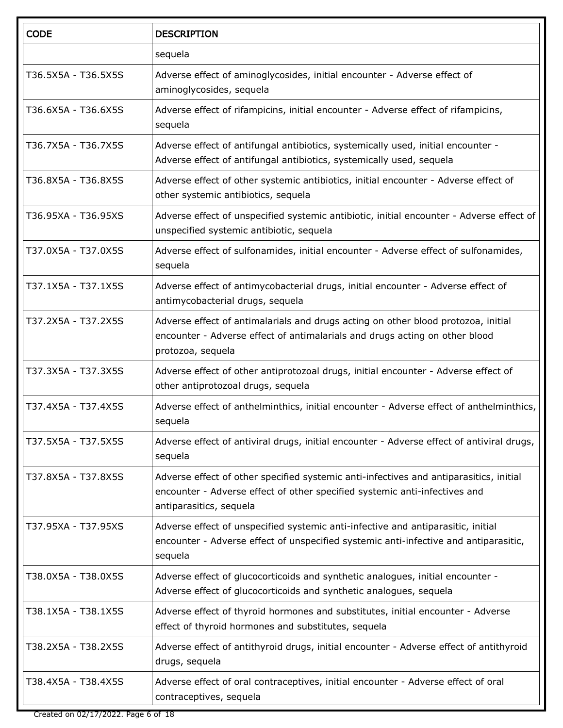| CODE | DESCRIPTION |
|---|---|
| | sequela |
| T36.5X5A - T36.5X5S | Adverse effect of aminoglycosides, initial encounter - Adverse effect of aminoglycosides, sequela |
| T36.6X5A - T36.6X5S | Adverse effect of rifampicins, initial encounter - Adverse effect of rifampicins, sequela |
| T36.7X5A - T36.7X5S | Adverse effect of antifungal antibiotics, systemically used, initial encounter - Adverse effect of antifungal antibiotics, systemically used, sequela |
| T36.8X5A - T36.8X5S | Adverse effect of other systemic antibiotics, initial encounter - Adverse effect of other systemic antibiotics, sequela |
| T36.95XA - T36.95XS | Adverse effect of unspecified systemic antibiotic, initial encounter - Adverse effect of unspecified systemic antibiotic, sequela |
| T37.0X5A - T37.0X5S | Adverse effect of sulfonamides, initial encounter - Adverse effect of sulfonamides, sequela |
| T37.1X5A - T37.1X5S | Adverse effect of antimycobacterial drugs, initial encounter - Adverse effect of antimycobacterial drugs, sequela |
| T37.2X5A - T37.2X5S | Adverse effect of antimalarials and drugs acting on other blood protozoa, initial encounter - Adverse effect of antimalarials and drugs acting on other blood protozoa, sequela |
| T37.3X5A - T37.3X5S | Adverse effect of other antiprotozoal drugs, initial encounter - Adverse effect of other antiprotozoal drugs, sequela |
| T37.4X5A - T37.4X5S | Adverse effect of anthelminthics, initial encounter - Adverse effect of anthelminthics, sequela |
| T37.5X5A - T37.5X5S | Adverse effect of antiviral drugs, initial encounter - Adverse effect of antiviral drugs, sequela |
| T37.8X5A - T37.8X5S | Adverse effect of other specified systemic anti-infectives and antiparasitics, initial encounter - Adverse effect of other specified systemic anti-infectives and antiparasitics, sequela |
| T37.95XA - T37.95XS | Adverse effect of unspecified systemic anti-infective and antiparasitic, initial encounter - Adverse effect of unspecified systemic anti-infective and antiparasitic, sequela |
| T38.0X5A - T38.0X5S | Adverse effect of glucocorticoids and synthetic analogues, initial encounter - Adverse effect of glucocorticoids and synthetic analogues, sequela |
| T38.1X5A - T38.1X5S | Adverse effect of thyroid hormones and substitutes, initial encounter - Adverse effect of thyroid hormones and substitutes, sequela |
| T38.2X5A - T38.2X5S | Adverse effect of antithyroid drugs, initial encounter - Adverse effect of antithyroid drugs, sequela |
| T38.4X5A - T38.4X5S | Adverse effect of oral contraceptives, initial encounter - Adverse effect of oral contraceptives, sequela |

Created on 02/17/2022.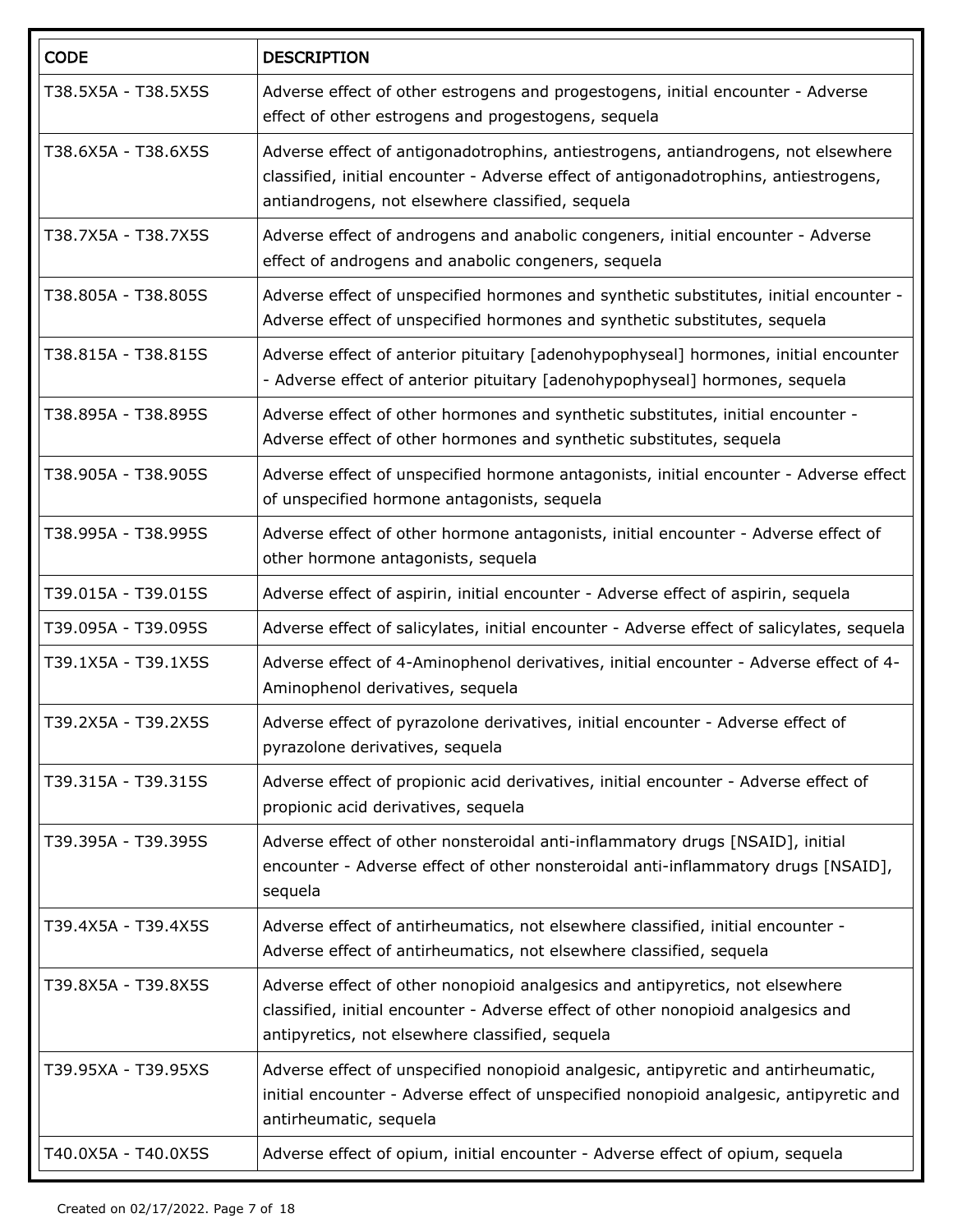| CODE | DESCRIPTION |
|---|---|
| T38.5X5A - T38.5X5S | Adverse effect of other estrogens and progestogens, initial encounter - Adverse effect of other estrogens and progestogens, sequela |
| T38.6X5A - T38.6X5S | Adverse effect of antigonadotrophins, antiestrogens, antiandrogens, not elsewhere classified, initial encounter - Adverse effect of antigonadotrophins, antiestrogens, antiandrogens, not elsewhere classified, sequela |
| T38.7X5A - T38.7X5S | Adverse effect of androgens and anabolic congeners, initial encounter - Adverse effect of androgens and anabolic congeners, sequela |
| T38.805A - T38.805S | Adverse effect of unspecified hormones and synthetic substitutes, initial encounter - Adverse effect of unspecified hormones and synthetic substitutes, sequela |
| T38.815A - T38.815S | Adverse effect of anterior pituitary [adenohypophyseal] hormones, initial encounter - Adverse effect of anterior pituitary [adenohypophyseal] hormones, sequela |
| T38.895A - T38.895S | Adverse effect of other hormones and synthetic substitutes, initial encounter - Adverse effect of other hormones and synthetic substitutes, sequela |
| T38.905A - T38.905S | Adverse effect of unspecified hormone antagonists, initial encounter - Adverse effect of unspecified hormone antagonists, sequela |
| T38.995A - T38.995S | Adverse effect of other hormone antagonists, initial encounter - Adverse effect of other hormone antagonists, sequela |
| T39.015A - T39.015S | Adverse effect of aspirin, initial encounter - Adverse effect of aspirin, sequela |
| T39.095A - T39.095S | Adverse effect of salicylates, initial encounter - Adverse effect of salicylates, sequela |
| T39.1X5A - T39.1X5S | Adverse effect of 4-Aminophenol derivatives, initial encounter - Adverse effect of 4-Aminophenol derivatives, sequela |
| T39.2X5A - T39.2X5S | Adverse effect of pyrazolone derivatives, initial encounter - Adverse effect of pyrazolone derivatives, sequela |
| T39.315A - T39.315S | Adverse effect of propionic acid derivatives, initial encounter - Adverse effect of propionic acid derivatives, sequela |
| T39.395A - T39.395S | Adverse effect of other nonsteroidal anti-inflammatory drugs [NSAID], initial encounter - Adverse effect of other nonsteroidal anti-inflammatory drugs [NSAID], sequela |
| T39.4X5A - T39.4X5S | Adverse effect of antirheumatics, not elsewhere classified, initial encounter - Adverse effect of antirheumatics, not elsewhere classified, sequela |
| T39.8X5A - T39.8X5S | Adverse effect of other nonopioid analgesics and antipyretics, not elsewhere classified, initial encounter - Adverse effect of other nonopioid analgesics and antipyretics, not elsewhere classified, sequela |
| T39.95XA - T39.95XS | Adverse effect of unspecified nonopioid analgesic, antipyretic and antirheumatic, initial encounter - Adverse effect of unspecified nonopioid analgesic, antipyretic and antirheumatic, sequela |
| T40.0X5A - T40.0X5S | Adverse effect of opium, initial encounter - Adverse effect of opium, sequela |

Created on 02/17/2022.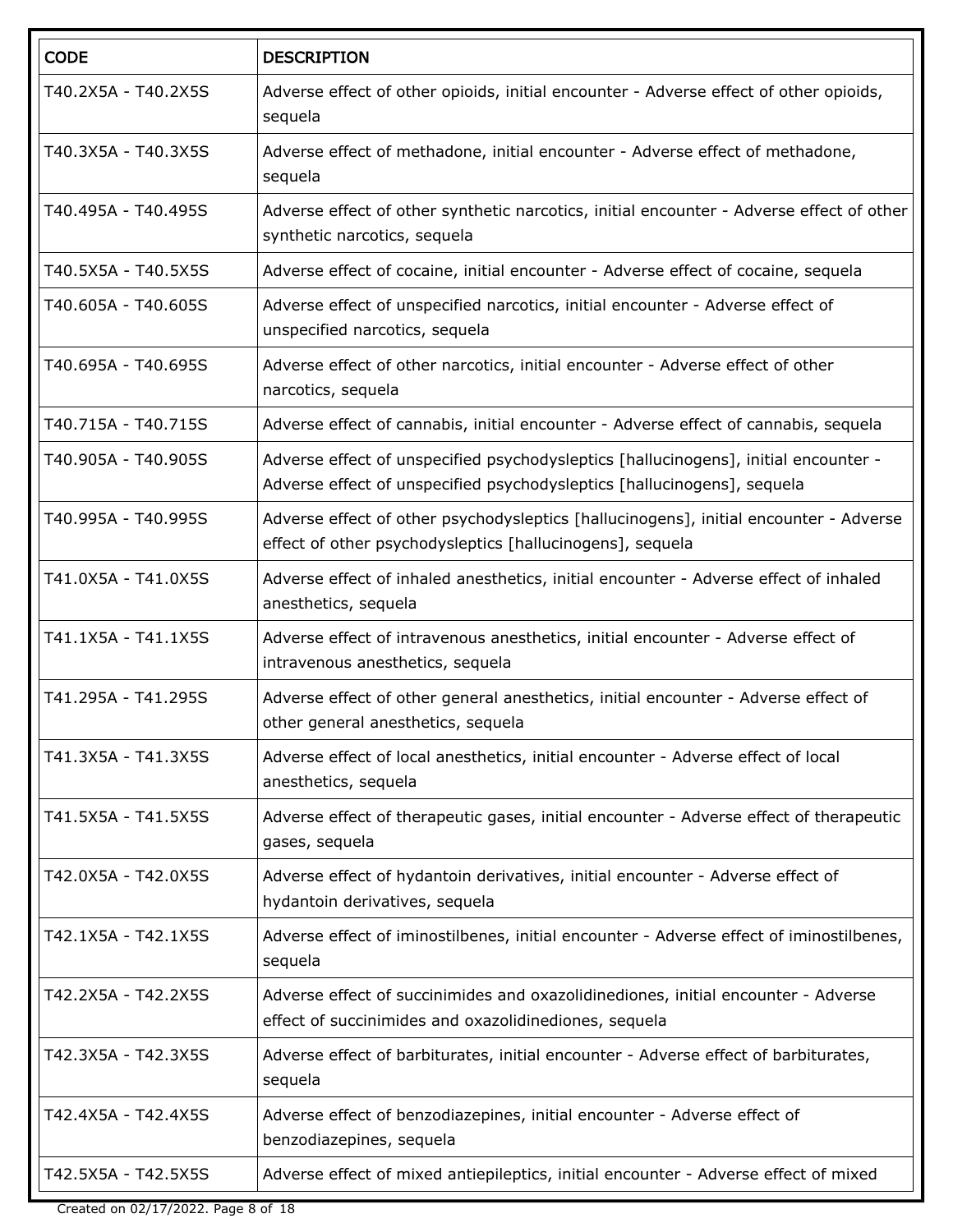| CODE | DESCRIPTION |
|---|---|
| T40.2X5A - T40.2X5S | Adverse effect of other opioids, initial encounter - Adverse effect of other opioids, sequela |
| T40.3X5A - T40.3X5S | Adverse effect of methadone, initial encounter - Adverse effect of methadone, sequela |
| T40.495A - T40.495S | Adverse effect of other synthetic narcotics, initial encounter - Adverse effect of other synthetic narcotics, sequela |
| T40.5X5A - T40.5X5S | Adverse effect of cocaine, initial encounter - Adverse effect of cocaine, sequela |
| T40.605A - T40.605S | Adverse effect of unspecified narcotics, initial encounter - Adverse effect of unspecified narcotics, sequela |
| T40.695A - T40.695S | Adverse effect of other narcotics, initial encounter - Adverse effect of other narcotics, sequela |
| T40.715A - T40.715S | Adverse effect of cannabis, initial encounter - Adverse effect of cannabis, sequela |
| T40.905A - T40.905S | Adverse effect of unspecified psychodysleptics [hallucinogens], initial encounter - Adverse effect of unspecified psychodysleptics [hallucinogens], sequela |
| T40.995A - T40.995S | Adverse effect of other psychodysleptics [hallucinogens], initial encounter - Adverse effect of other psychodysleptics [hallucinogens], sequela |
| T41.0X5A - T41.0X5S | Adverse effect of inhaled anesthetics, initial encounter - Adverse effect of inhaled anesthetics, sequela |
| T41.1X5A - T41.1X5S | Adverse effect of intravenous anesthetics, initial encounter - Adverse effect of intravenous anesthetics, sequela |
| T41.295A - T41.295S | Adverse effect of other general anesthetics, initial encounter - Adverse effect of other general anesthetics, sequela |
| T41.3X5A - T41.3X5S | Adverse effect of local anesthetics, initial encounter - Adverse effect of local anesthetics, sequela |
| T41.5X5A - T41.5X5S | Adverse effect of therapeutic gases, initial encounter - Adverse effect of therapeutic gases, sequela |
| T42.0X5A - T42.0X5S | Adverse effect of hydantoin derivatives, initial encounter - Adverse effect of hydantoin derivatives, sequela |
| T42.1X5A - T42.1X5S | Adverse effect of iminostilbenes, initial encounter - Adverse effect of iminostilbenes, sequela |
| T42.2X5A - T42.2X5S | Adverse effect of succinimides and oxazolidinediones, initial encounter - Adverse effect of succinimides and oxazolidinediones, sequela |
| T42.3X5A - T42.3X5S | Adverse effect of barbiturates, initial encounter - Adverse effect of barbiturates, sequela |
| T42.4X5A - T42.4X5S | Adverse effect of benzodiazepines, initial encounter - Adverse effect of benzodiazepines, sequela |
| T42.5X5A - T42.5X5S | Adverse effect of mixed antiepileptics, initial encounter - Adverse effect of mixed |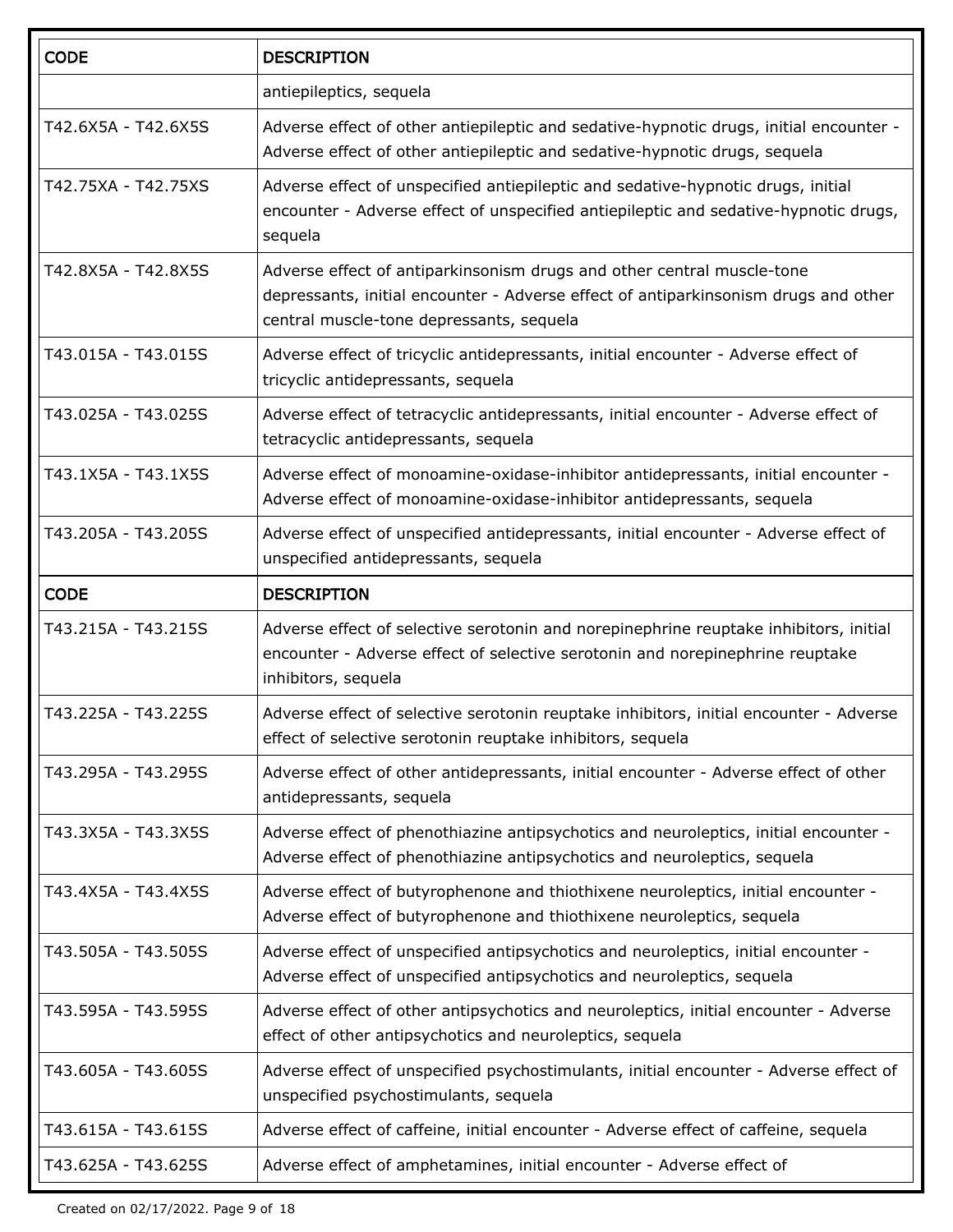| CODE | DESCRIPTION |
|---|---|
| | antiepileptics, sequela |
| T42.6X5A - T42.6X5S | Adverse effect of other antiepileptic and sedative-hypnotic drugs, initial encounter - Adverse effect of other antiepileptic and sedative-hypnotic drugs, sequela |
| T42.75XA - T42.75XS | Adverse effect of unspecified antiepileptic and sedative-hypnotic drugs, initial encounter - Adverse effect of unspecified antiepileptic and sedative-hypnotic drugs, sequela |
| T42.8X5A - T42.8X5S | Adverse effect of antiparkinsonism drugs and other central muscle-tone depressants, initial encounter - Adverse effect of antiparkinsonism drugs and other central muscle-tone depressants, sequela |
| T43.015A - T43.015S | Adverse effect of tricyclic antidepressants, initial encounter - Adverse effect of tricyclic antidepressants, sequela |
| T43.025A - T43.025S | Adverse effect of tetracyclic antidepressants, initial encounter - Adverse effect of tetracyclic antidepressants, sequela |
| T43.1X5A - T43.1X5S | Adverse effect of monoamine-oxidase-inhibitor antidepressants, initial encounter - Adverse effect of monoamine-oxidase-inhibitor antidepressants, sequela |
| T43.205A - T43.205S | Adverse effect of unspecified antidepressants, initial encounter - Adverse effect of unspecified antidepressants, sequela |
| T43.215A - T43.215S | Adverse effect of selective serotonin and norepinephrine reuptake inhibitors, initial encounter - Adverse effect of selective serotonin and norepinephrine reuptake inhibitors, sequela |
| T43.225A - T43.225S | Adverse effect of selective serotonin reuptake inhibitors, initial encounter - Adverse effect of selective serotonin reuptake inhibitors, sequela |
| T43.295A - T43.295S | Adverse effect of other antidepressants, initial encounter - Adverse effect of other antidepressants, sequela |
| T43.3X5A - T43.3X5S | Adverse effect of phenothiazine antipsychotics and neuroleptics, initial encounter - Adverse effect of phenothiazine antipsychotics and neuroleptics, sequela |
| T43.4X5A - T43.4X5S | Adverse effect of butyrophenone and thiothixene neuroleptics, initial encounter - Adverse effect of butyrophenone and thiothixene neuroleptics, sequela |
| T43.505A - T43.505S | Adverse effect of unspecified antipsychotics and neuroleptics, initial encounter - Adverse effect of unspecified antipsychotics and neuroleptics, sequela |
| T43.595A - T43.595S | Adverse effect of other antipsychotics and neuroleptics, initial encounter - Adverse effect of other antipsychotics and neuroleptics, sequela |
| T43.605A - T43.605S | Adverse effect of unspecified psychostimulants, initial encounter - Adverse effect of unspecified psychostimulants, sequela |
| T43.615A - T43.615S | Adverse effect of caffeine, initial encounter - Adverse effect of caffeine, sequela |
| T43.625A - T43.625S | Adverse effect of amphetamines, initial encounter - Adverse effect of |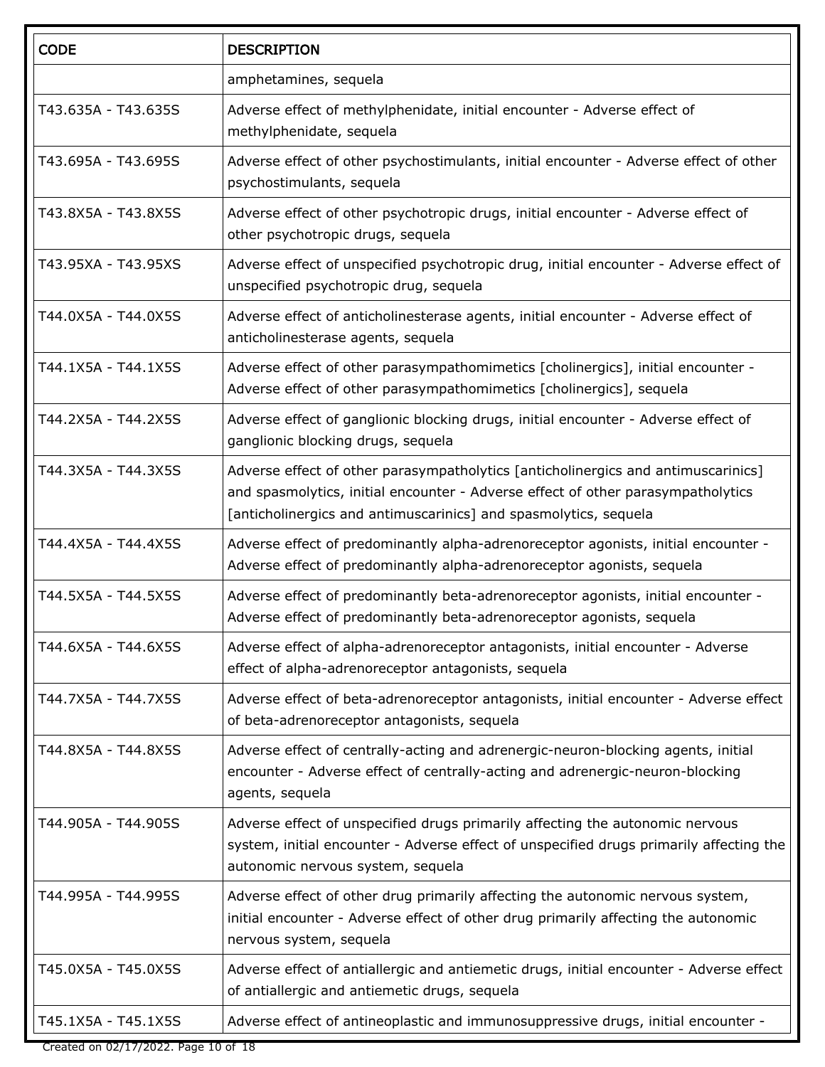| CODE | DESCRIPTION |
| --- | --- |
| | amphetamines, sequela |
| T43.635A - T43.635S | Adverse effect of methylphenidate, initial encounter - Adverse effect of methylphenidate, sequela |
| T43.695A - T43.695S | Adverse effect of other psychostimulants, initial encounter - Adverse effect of other psychostimulants, sequela |
| T43.8X5A - T43.8X5S | Adverse effect of other psychotropic drugs, initial encounter - Adverse effect of other psychotropic drugs, sequela |
| T43.95XA - T43.95XS | Adverse effect of unspecified psychotropic drug, initial encounter - Adverse effect of unspecified psychotropic drug, sequela |
| T44.0X5A - T44.0X5S | Adverse effect of anticholinesterase agents, initial encounter - Adverse effect of anticholinesterase agents, sequela |
| T44.1X5A - T44.1X5S | Adverse effect of other parasympathomimetics [cholinergics], initial encounter - Adverse effect of other parasympathomimetics [cholinergics], sequela |
| T44.2X5A - T44.2X5S | Adverse effect of ganglionic blocking drugs, initial encounter - Adverse effect of ganglionic blocking drugs, sequela |
| T44.3X5A - T44.3X5S | Adverse effect of other parasympatholytics [anticholinergics and antimuscarinics] and spasmolytics, initial encounter - Adverse effect of other parasympatholytics [anticholinergics and antimuscarinics] and spasmolytics, sequela |
| T44.4X5A - T44.4X5S | Adverse effect of predominantly alpha-adrenoreceptor agonists, initial encounter - Adverse effect of predominantly alpha-adrenoreceptor agonists, sequela |
| T44.5X5A - T44.5X5S | Adverse effect of predominantly beta-adrenoreceptor agonists, initial encounter - Adverse effect of predominantly beta-adrenoreceptor agonists, sequela |
| T44.6X5A - T44.6X5S | Adverse effect of alpha-adrenoreceptor antagonists, initial encounter - Adverse effect of alpha-adrenoreceptor antagonists, sequela |
| T44.7X5A - T44.7X5S | Adverse effect of beta-adrenoreceptor antagonists, initial encounter - Adverse effect of beta-adrenoreceptor antagonists, sequela |
| T44.8X5A - T44.8X5S | Adverse effect of centrally-acting and adrenergic-neuron-blocking agents, initial encounter - Adverse effect of centrally-acting and adrenergic-neuron-blocking agents, sequela |
| T44.905A - T44.905S | Adverse effect of unspecified drugs primarily affecting the autonomic nervous system, initial encounter - Adverse effect of unspecified drugs primarily affecting the autonomic nervous system, sequela |
| T44.995A - T44.995S | Adverse effect of other drug primarily affecting the autonomic nervous system, initial encounter - Adverse effect of other drug primarily affecting the autonomic nervous system, sequela |
| T45.0X5A - T45.0X5S | Adverse effect of antiallergic and antiemetic drugs, initial encounter - Adverse effect of antiallergic and antiemetic drugs, sequela |
| T45.1X5A - T45.1X5S | Adverse effect of antineoplastic and immunosuppressive drugs, initial encounter - |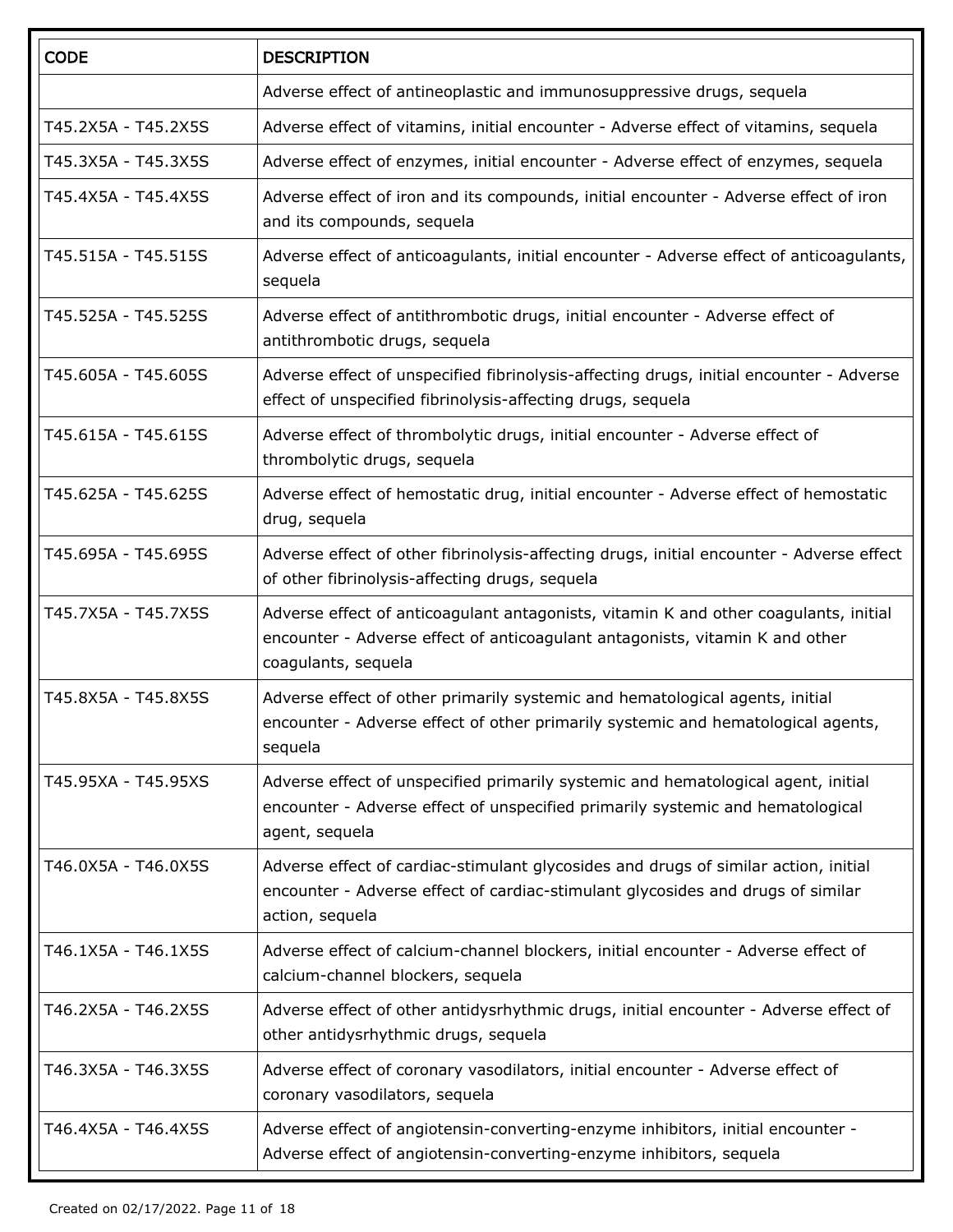| CODE | DESCRIPTION |
| --- | --- |
| | Adverse effect of antineoplastic and immunosuppressive drugs, sequela |
| T45.2X5A - T45.2X5S | Adverse effect of vitamins, initial encounter - Adverse effect of vitamins, sequela |
| T45.3X5A - T45.3X5S | Adverse effect of enzymes, initial encounter - Adverse effect of enzymes, sequela |
| T45.4X5A - T45.4X5S | Adverse effect of iron and its compounds, initial encounter - Adverse effect of iron and its compounds, sequela |
| T45.515A - T45.515S | Adverse effect of anticoagulants, initial encounter - Adverse effect of anticoagulants, sequela |
| T45.525A - T45.525S | Adverse effect of antithrombotic drugs, initial encounter - Adverse effect of antithrombotic drugs, sequela |
| T45.605A - T45.605S | Adverse effect of unspecified fibrinolysis-affecting drugs, initial encounter - Adverse effect of unspecified fibrinolysis-affecting drugs, sequela |
| T45.615A - T45.615S | Adverse effect of thrombolytic drugs, initial encounter - Adverse effect of thrombolytic drugs, sequela |
| T45.625A - T45.625S | Adverse effect of hemostatic drug, initial encounter - Adverse effect of hemostatic drug, sequela |
| T45.695A - T45.695S | Adverse effect of other fibrinolysis-affecting drugs, initial encounter - Adverse effect of other fibrinolysis-affecting drugs, sequela |
| T45.7X5A - T45.7X5S | Adverse effect of anticoagulant antagonists, vitamin K and other coagulants, initial encounter - Adverse effect of anticoagulant antagonists, vitamin K and other coagulants, sequela |
| T45.8X5A - T45.8X5S | Adverse effect of other primarily systemic and hematological agents, initial encounter - Adverse effect of other primarily systemic and hematological agents, sequela |
| T45.95XA - T45.95XS | Adverse effect of unspecified primarily systemic and hematological agent, initial encounter - Adverse effect of unspecified primarily systemic and hematological agent, sequela |
| T46.0X5A - T46.0X5S | Adverse effect of cardiac-stimulant glycosides and drugs of similar action, initial encounter - Adverse effect of cardiac-stimulant glycosides and drugs of similar action, sequela |
| T46.1X5A - T46.1X5S | Adverse effect of calcium-channel blockers, initial encounter - Adverse effect of calcium-channel blockers, sequela |
| T46.2X5A - T46.2X5S | Adverse effect of other antidysrhythmic drugs, initial encounter - Adverse effect of other antidysrhythmic drugs, sequela |
| T46.3X5A - T46.3X5S | Adverse effect of coronary vasodilators, initial encounter - Adverse effect of coronary vasodilators, sequela |
| T46.4X5A - T46.4X5S | Adverse effect of angiotensin-converting-enzyme inhibitors, initial encounter - Adverse effect of angiotensin-converting-enzyme inhibitors, sequela |

Created on 02/17/2022.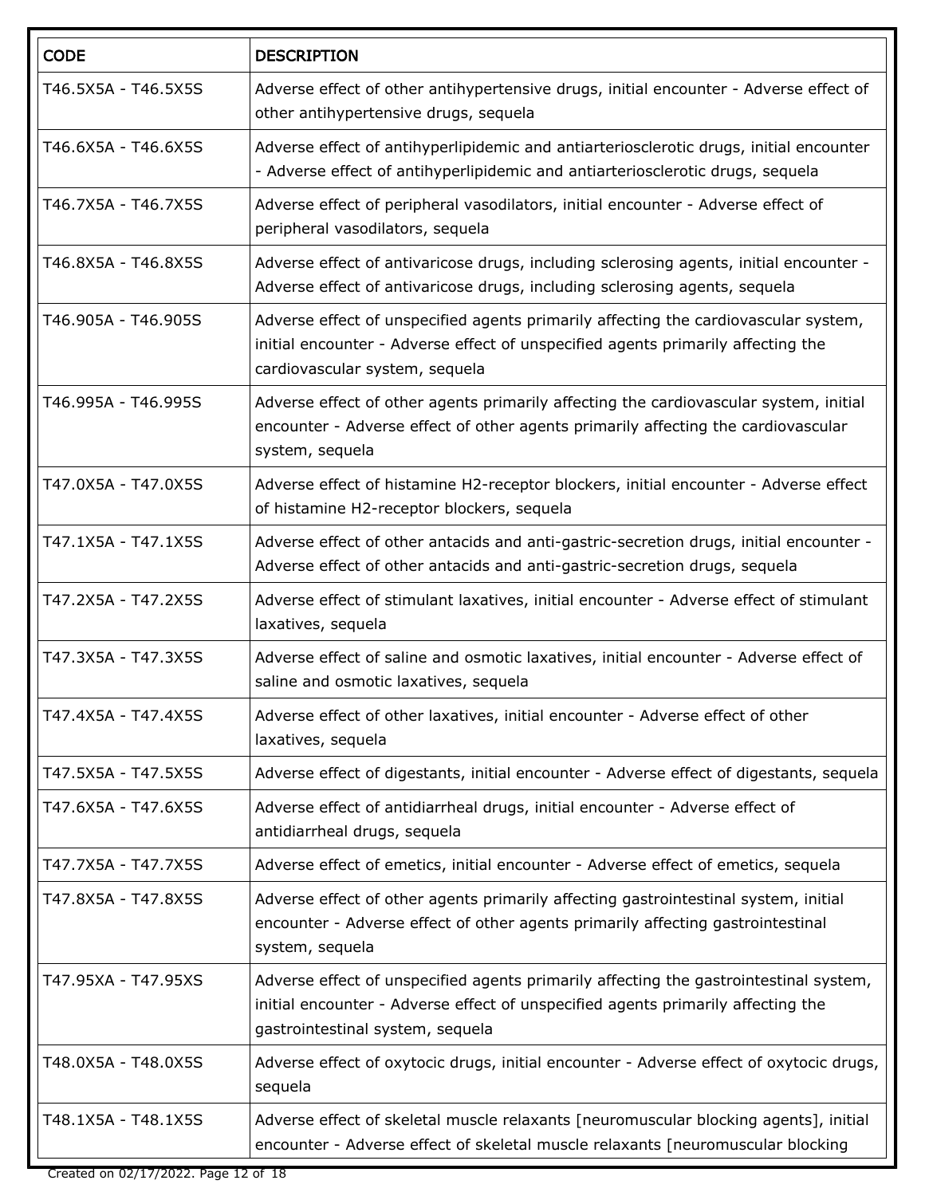| CODE | DESCRIPTION |
|---|---|
| T46.5X5A - T46.5X5S | Adverse effect of other antihypertensive drugs, initial encounter - Adverse effect of other antihypertensive drugs, sequela |
| T46.6X5A - T46.6X5S | Adverse effect of antihyperlipidemic and antiarteriosclerotic drugs, initial encounter - Adverse effect of antihyperlipidemic and antiarteriosclerotic drugs, sequela |
| T46.7X5A - T46.7X5S | Adverse effect of peripheral vasodilators, initial encounter - Adverse effect of peripheral vasodilators, sequela |
| T46.8X5A - T46.8X5S | Adverse effect of antivaricose drugs, including sclerosing agents, initial encounter - Adverse effect of antivaricose drugs, including sclerosing agents, sequela |
| T46.905A - T46.905S | Adverse effect of unspecified agents primarily affecting the cardiovascular system, initial encounter - Adverse effect of unspecified agents primarily affecting the cardiovascular system, sequela |
| T46.995A - T46.995S | Adverse effect of other agents primarily affecting the cardiovascular system, initial encounter - Adverse effect of other agents primarily affecting the cardiovascular system, sequela |
| T47.0X5A - T47.0X5S | Adverse effect of histamine H2-receptor blockers, initial encounter - Adverse effect of histamine H2-receptor blockers, sequela |
| T47.1X5A - T47.1X5S | Adverse effect of other antacids and anti-gastric-secretion drugs, initial encounter - Adverse effect of other antacids and anti-gastric-secretion drugs, sequela |
| T47.2X5A - T47.2X5S | Adverse effect of stimulant laxatives, initial encounter - Adverse effect of stimulant laxatives, sequela |
| T47.3X5A - T47.3X5S | Adverse effect of saline and osmotic laxatives, initial encounter - Adverse effect of saline and osmotic laxatives, sequela |
| T47.4X5A - T47.4X5S | Adverse effect of other laxatives, initial encounter - Adverse effect of other laxatives, sequela |
| T47.5X5A - T47.5X5S | Adverse effect of digestants, initial encounter - Adverse effect of digestants, sequela |
| T47.6X5A - T47.6X5S | Adverse effect of antidiarrheal drugs, initial encounter - Adverse effect of antidiarrheal drugs, sequela |
| T47.7X5A - T47.7X5S | Adverse effect of emetics, initial encounter - Adverse effect of emetics, sequela |
| T47.8X5A - T47.8X5S | Adverse effect of other agents primarily affecting gastrointestinal system, initial encounter - Adverse effect of other agents primarily affecting gastrointestinal system, sequela |
| T47.95XA - T47.95XS | Adverse effect of unspecified agents primarily affecting the gastrointestinal system, initial encounter - Adverse effect of unspecified agents primarily affecting the gastrointestinal system, sequela |
| T48.0X5A - T48.0X5S | Adverse effect of oxytocic drugs, initial encounter - Adverse effect of oxytocic drugs, sequela |
| T48.1X5A - T48.1X5S | Adverse effect of skeletal muscle relaxants [neuromuscular blocking agents], initial encounter - Adverse effect of skeletal muscle relaxants [neuromuscular blocking |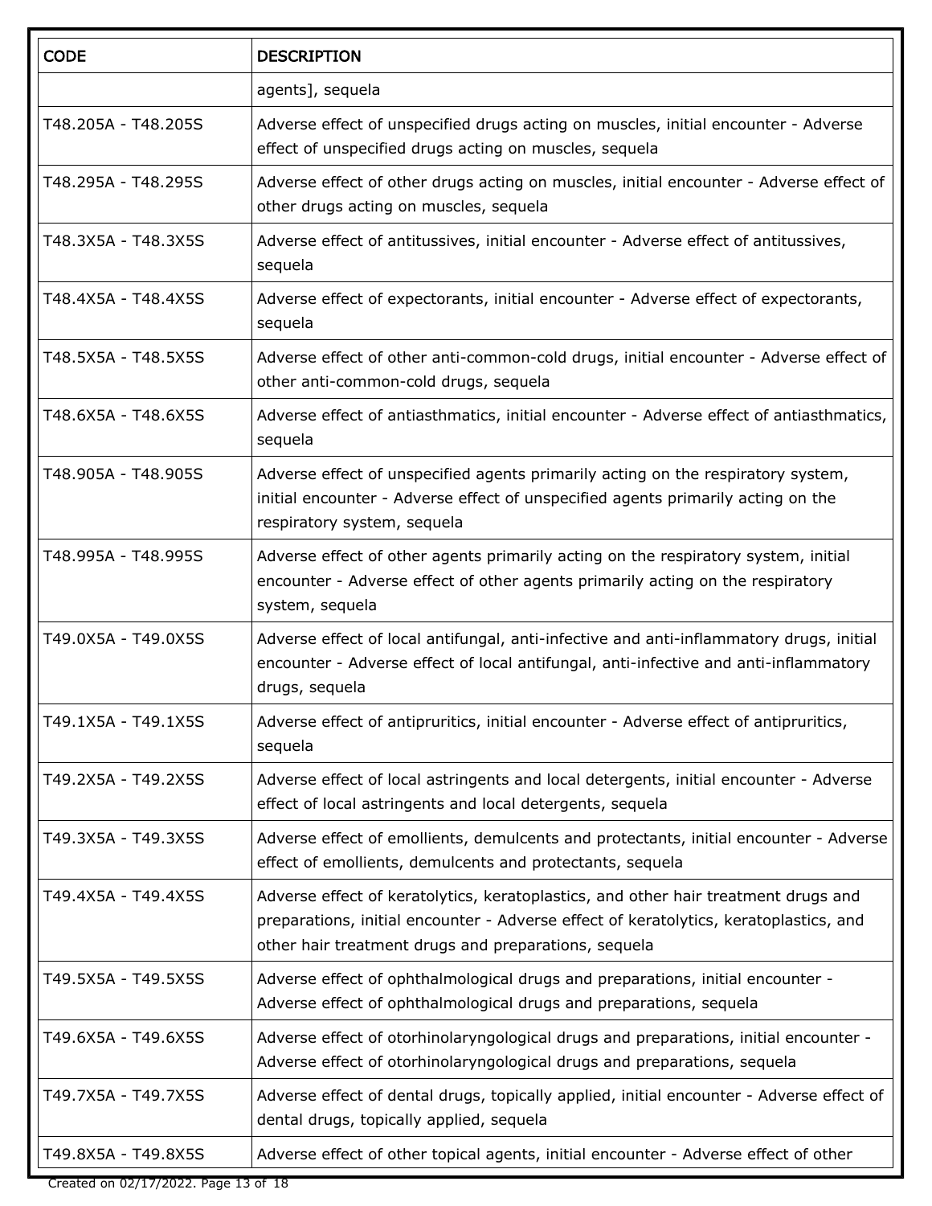| CODE | DESCRIPTION |
| --- | --- |
| | agents], sequela |
| T48.205A - T48.205S | Adverse effect of unspecified drugs acting on muscles, initial encounter - Adverse effect of unspecified drugs acting on muscles, sequela |
| T48.295A - T48.295S | Adverse effect of other drugs acting on muscles, initial encounter - Adverse effect of other drugs acting on muscles, sequela |
| T48.3X5A - T48.3X5S | Adverse effect of antitussives, initial encounter - Adverse effect of antitussives, sequela |
| T48.4X5A - T48.4X5S | Adverse effect of expectorants, initial encounter - Adverse effect of expectorants, sequela |
| T48.5X5A - T48.5X5S | Adverse effect of other anti-common-cold drugs, initial encounter - Adverse effect of other anti-common-cold drugs, sequela |
| T48.6X5A - T48.6X5S | Adverse effect of antiasthmatics, initial encounter - Adverse effect of antiasthmatics, sequela |
| T48.905A - T48.905S | Adverse effect of unspecified agents primarily acting on the respiratory system, initial encounter - Adverse effect of unspecified agents primarily acting on the respiratory system, sequela |
| T48.995A - T48.995S | Adverse effect of other agents primarily acting on the respiratory system, initial encounter - Adverse effect of other agents primarily acting on the respiratory system, sequela |
| T49.0X5A - T49.0X5S | Adverse effect of local antifungal, anti-infective and anti-inflammatory drugs, initial encounter - Adverse effect of local antifungal, anti-infective and anti-inflammatory drugs, sequela |
| T49.1X5A - T49.1X5S | Adverse effect of antipruritics, initial encounter - Adverse effect of antipruritics, sequela |
| T49.2X5A - T49.2X5S | Adverse effect of local astringents and local detergents, initial encounter - Adverse effect of local astringents and local detergents, sequela |
| T49.3X5A - T49.3X5S | Adverse effect of emollients, demulcents and protectants, initial encounter - Adverse effect of emollients, demulcents and protectants, sequela |
| T49.4X5A - T49.4X5S | Adverse effect of keratolytics, keratoplastics, and other hair treatment drugs and preparations, initial encounter - Adverse effect of keratolytics, keratoplastics, and other hair treatment drugs and preparations, sequela |
| T49.5X5A - T49.5X5S | Adverse effect of ophthalmological drugs and preparations, initial encounter - Adverse effect of ophthalmological drugs and preparations, sequela |
| T49.6X5A - T49.6X5S | Adverse effect of otorhinolaryngological drugs and preparations, initial encounter - Adverse effect of otorhinolaryngological drugs and preparations, sequela |
| T49.7X5A - T49.7X5S | Adverse effect of dental drugs, topically applied, initial encounter - Adverse effect of dental drugs, topically applied, sequela |
| T49.8X5A - T49.8X5S | Adverse effect of other topical agents, initial encounter - Adverse effect of other |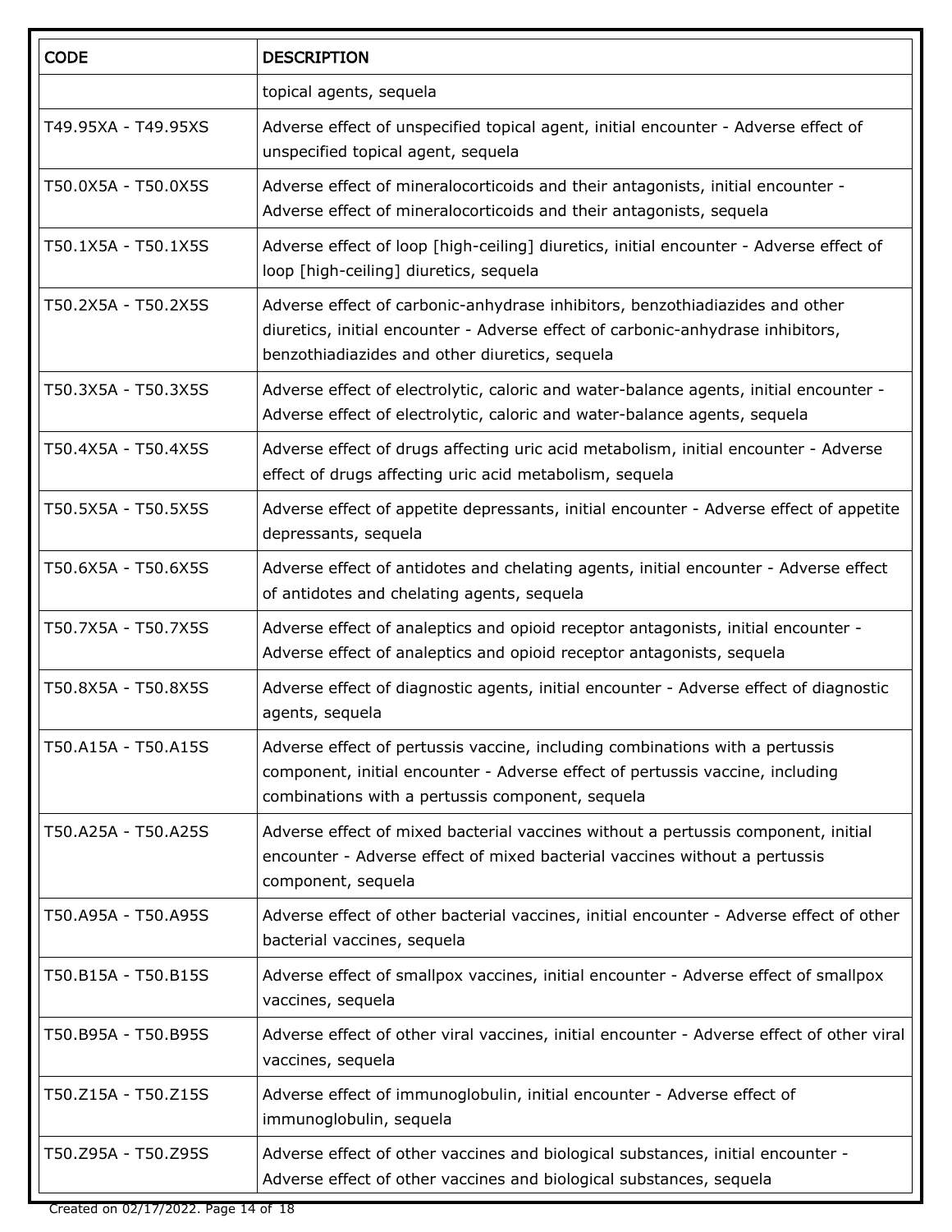| CODE | DESCRIPTION |
| --- | --- |
| | topical agents, sequela |
| T49.95XA - T49.95XS | Adverse effect of unspecified topical agent, initial encounter - Adverse effect of unspecified topical agent, sequela |
| T50.0X5A - T50.0X5S | Adverse effect of mineralocorticoids and their antagonists, initial encounter - Adverse effect of mineralocorticoids and their antagonists, sequela |
| T50.1X5A - T50.1X5S | Adverse effect of loop [high-ceiling] diuretics, initial encounter - Adverse effect of loop [high-ceiling] diuretics, sequela |
| T50.2X5A - T50.2X5S | Adverse effect of carbonic-anhydrase inhibitors, benzothiadiazides and other diuretics, initial encounter - Adverse effect of carbonic-anhydrase inhibitors, benzothiadiazides and other diuretics, sequela |
| T50.3X5A - T50.3X5S | Adverse effect of electrolytic, caloric and water-balance agents, initial encounter - Adverse effect of electrolytic, caloric and water-balance agents, sequela |
| T50.4X5A - T50.4X5S | Adverse effect of drugs affecting uric acid metabolism, initial encounter - Adverse effect of drugs affecting uric acid metabolism, sequela |
| T50.5X5A - T50.5X5S | Adverse effect of appetite depressants, initial encounter - Adverse effect of appetite depressants, sequela |
| T50.6X5A - T50.6X5S | Adverse effect of antidotes and chelating agents, initial encounter - Adverse effect of antidotes and chelating agents, sequela |
| T50.7X5A - T50.7X5S | Adverse effect of analeptics and opioid receptor antagonists, initial encounter - Adverse effect of analeptics and opioid receptor antagonists, sequela |
| T50.8X5A - T50.8X5S | Adverse effect of diagnostic agents, initial encounter - Adverse effect of diagnostic agents, sequela |
| T50.A15A - T50.A15S | Adverse effect of pertussis vaccine, including combinations with a pertussis component, initial encounter - Adverse effect of pertussis vaccine, including combinations with a pertussis component, sequela |
| T50.A25A - T50.A25S | Adverse effect of mixed bacterial vaccines without a pertussis component, initial encounter - Adverse effect of mixed bacterial vaccines without a pertussis component, sequela |
| T50.A95A - T50.A95S | Adverse effect of other bacterial vaccines, initial encounter - Adverse effect of other bacterial vaccines, sequela |
| T50.B15A - T50.B15S | Adverse effect of smallpox vaccines, initial encounter - Adverse effect of smallpox vaccines, sequela |
| T50.B95A - T50.B95S | Adverse effect of other viral vaccines, initial encounter - Adverse effect of other viral vaccines, sequela |
| T50.Z15A - T50.Z15S | Adverse effect of immunoglobulin, initial encounter - Adverse effect of immunoglobulin, sequela |
| T50.Z95A - T50.Z95S | Adverse effect of other vaccines and biological substances, initial encounter - Adverse effect of other vaccines and biological substances, sequela |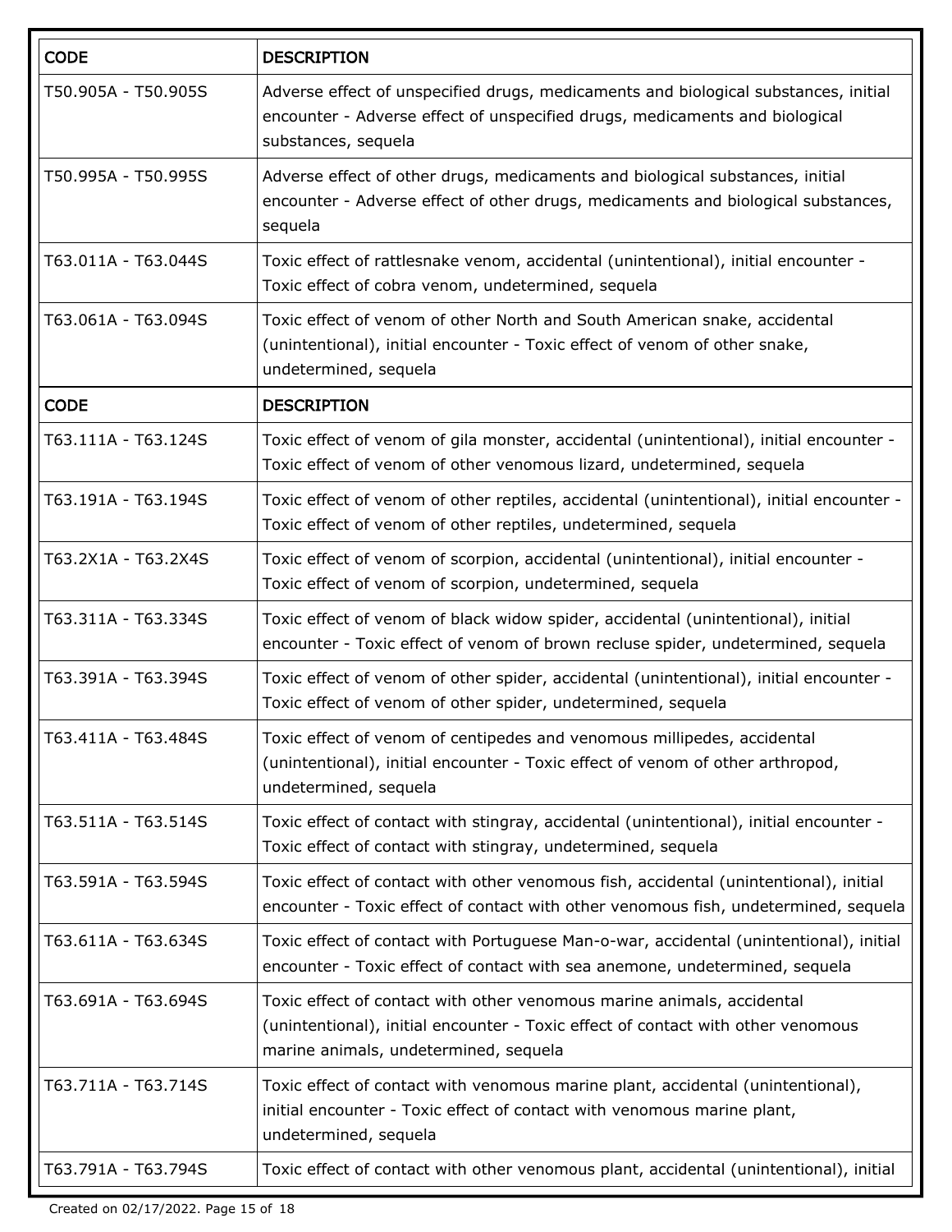| CODE | DESCRIPTION |
| --- | --- |
| T50.905A - T50.905S | Adverse effect of unspecified drugs, medicaments and biological substances, initial encounter - Adverse effect of unspecified drugs, medicaments and biological substances, sequela |
| T50.995A - T50.995S | Adverse effect of other drugs, medicaments and biological substances, initial encounter - Adverse effect of other drugs, medicaments and biological substances, sequela |
| T63.011A - T63.044S | Toxic effect of rattlesnake venom, accidental (unintentional), initial encounter - Toxic effect of cobra venom, undetermined, sequela |
| T63.061A - T63.094S | Toxic effect of venom of other North and South American snake, accidental (unintentional), initial encounter - Toxic effect of venom of other snake, undetermined, sequela |
| T63.111A - T63.124S | Toxic effect of venom of gila monster, accidental (unintentional), initial encounter - Toxic effect of venom of other venomous lizard, undetermined, sequela |
| T63.191A - T63.194S | Toxic effect of venom of other reptiles, accidental (unintentional), initial encounter - Toxic effect of venom of other reptiles, undetermined, sequela |
| T63.2X1A - T63.2X4S | Toxic effect of venom of scorpion, accidental (unintentional), initial encounter - Toxic effect of venom of scorpion, undetermined, sequela |
| T63.311A - T63.334S | Toxic effect of venom of black widow spider, accidental (unintentional), initial encounter - Toxic effect of venom of brown recluse spider, undetermined, sequela |
| T63.391A - T63.394S | Toxic effect of venom of other spider, accidental (unintentional), initial encounter - Toxic effect of venom of other spider, undetermined, sequela |
| T63.411A - T63.484S | Toxic effect of venom of centipedes and venomous millipedes, accidental (unintentional), initial encounter - Toxic effect of venom of other arthropod, undetermined, sequela |
| T63.511A - T63.514S | Toxic effect of contact with stingray, accidental (unintentional), initial encounter - Toxic effect of contact with stingray, undetermined, sequela |
| T63.591A - T63.594S | Toxic effect of contact with other venomous fish, accidental (unintentional), initial encounter - Toxic effect of contact with other venomous fish, undetermined, sequela |
| T63.611A - T63.634S | Toxic effect of contact with Portuguese Man-o-war, accidental (unintentional), initial encounter - Toxic effect of contact with sea anemone, undetermined, sequela |
| T63.691A - T63.694S | Toxic effect of contact with other venomous marine animals, accidental (unintentional), initial encounter - Toxic effect of contact with other venomous marine animals, undetermined, sequela |
| T63.711A - T63.714S | Toxic effect of contact with venomous marine plant, accidental (unintentional), initial encounter - Toxic effect of contact with venomous marine plant, undetermined, sequela |
| T63.791A - T63.794S | Toxic effect of contact with other venomous plant, accidental (unintentional), initial |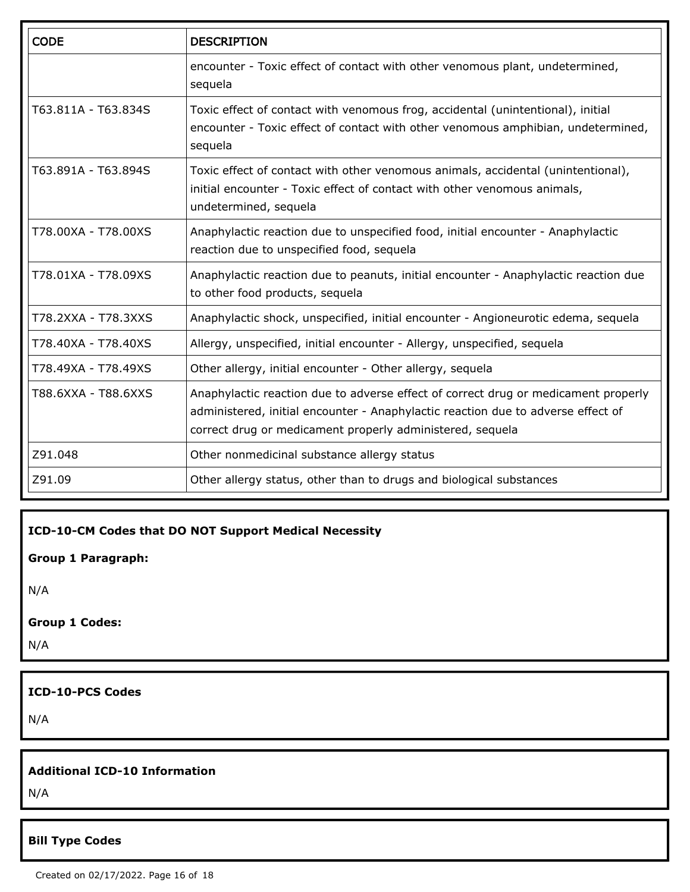| CODE | DESCRIPTION |
|---|---|
| | encounter - Toxic effect of contact with other venomous plant, undetermined, sequela |
| T63.811A - T63.834S | Toxic effect of contact with venomous frog, accidental (unintentional), initial encounter - Toxic effect of contact with other venomous amphibian, undetermined, sequela |
| T63.891A - T63.894S | Toxic effect of contact with other venomous animals, accidental (unintentional), initial encounter - Toxic effect of contact with other venomous animals, undetermined, sequela |
| T78.00XA - T78.00XS | Anaphylactic reaction due to unspecified food, initial encounter - Anaphylactic reaction due to unspecified food, sequela |
| T78.01XA - T78.09XS | Anaphylactic reaction due to peanuts, initial encounter - Anaphylactic reaction due to other food products, sequela |
| T78.2XXA - T78.3XXS | Anaphylactic shock, unspecified, initial encounter - Angioneurotic edema, sequela |
| T78.40XA - T78.40XS | Allergy, unspecified, initial encounter - Allergy, unspecified, sequela |
| T78.49XA - T78.49XS | Other allergy, initial encounter - Other allergy, sequela |
| T88.6XXA - T88.6XXS | Anaphylactic reaction due to adverse effect of correct drug or medicament properly administered, initial encounter - Anaphylactic reaction due to adverse effect of correct drug or medicament properly administered, sequela |
| Z91.048 | Other nonmedicinal substance allergy status |
| Z91.09 | Other allergy status, other than to drugs and biological substances |

**ICD-10-CM Codes that DO NOT Support Medical Necessity**

**Group 1 Paragraph:**

N/A

**Group 1 Codes:**

N/A

**ICD-10-PCS Codes**

N/A

**Additional ICD-10 Information**

N/A

**Bill Type Codes**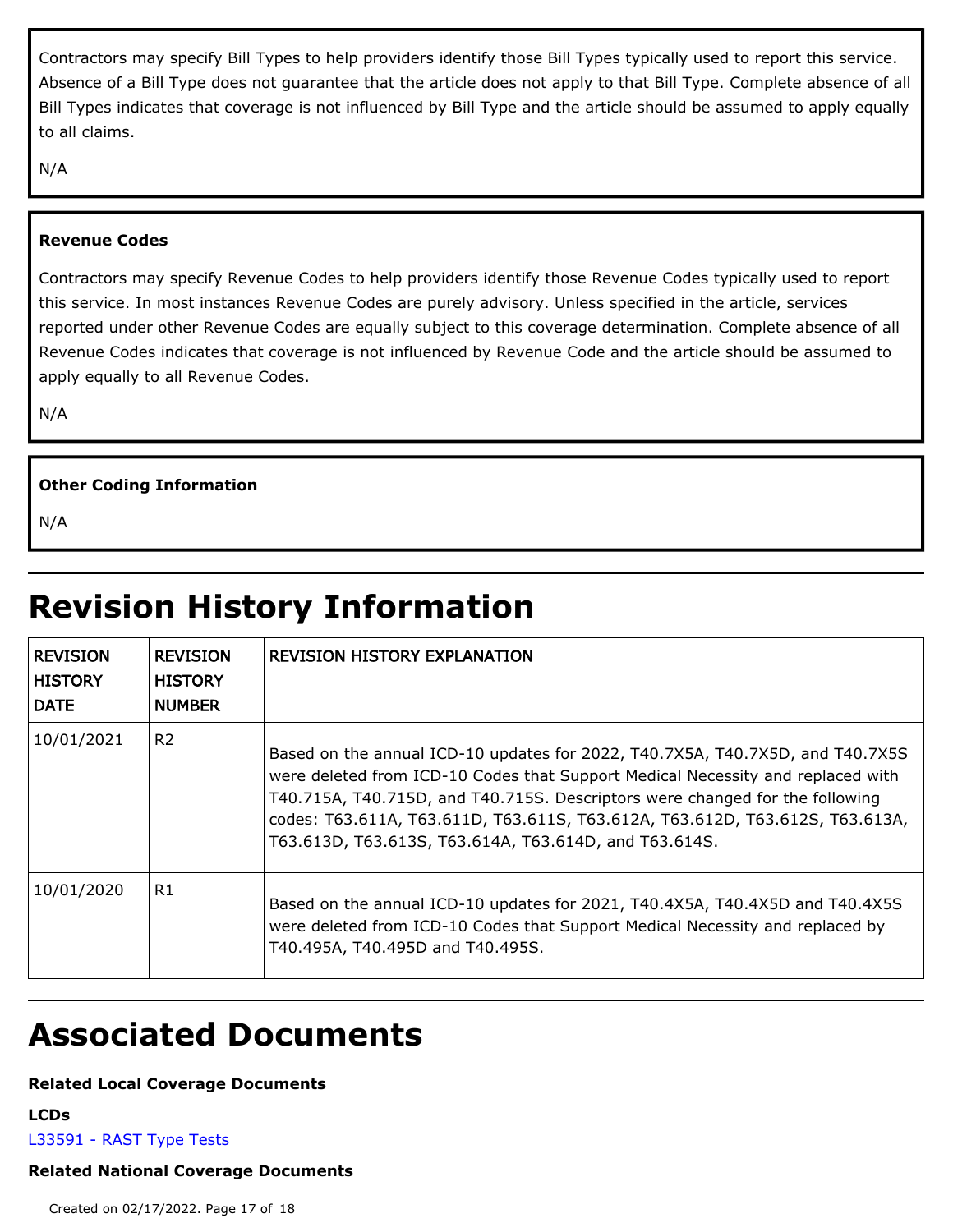Contractors may specify Bill Types to help providers identify those Bill Types typically used to report this service. Absence of a Bill Type does not guarantee that the article does not apply to that Bill Type. Complete absence of all Bill Types indicates that coverage is not influenced by Bill Type and the article should be assumed to apply equally to all claims.

N/A

**Revenue Codes**

Contractors may specify Revenue Codes to help providers identify those Revenue Codes typically used to report this service. In most instances Revenue Codes are purely advisory. Unless specified in the article, services reported under other Revenue Codes are equally subject to this coverage determination. Complete absence of all Revenue Codes indicates that coverage is not influenced by Revenue Code and the article should be assumed to apply equally to all Revenue Codes.

N/A

**Other Coding Information**

N/A

# Revision History Information

| REVISION HISTORY DATE | REVISION HISTORY NUMBER | REVISION HISTORY EXPLANATION |
|---|---|---|
| 10/01/2021 | R2 | Based on the annual ICD-10 updates for 2022, T40.7X5A, T40.7X5D, and T40.7X5S were deleted from ICD-10 Codes that Support Medical Necessity and replaced with T40.715A, T40.715D, and T40.715S. Descriptors were changed for the following codes: T63.611A, T63.611D, T63.611S, T63.612A, T63.612D, T63.612S, T63.613A, T63.613D, T63.613S, T63.614A, T63.614D, and T63.614S. |
| 10/01/2020 | R1 | Based on the annual ICD-10 updates for 2021, T40.4X5A, T40.4X5D and T40.4X5S were deleted from ICD-10 Codes that Support Medical Necessity and replaced by T40.495A, T40.495D and T40.495S. |

# Associated Documents

**Related Local Coverage Documents**

**LCDs**

L33591 - RAST Type Tests

**Related National Coverage Documents**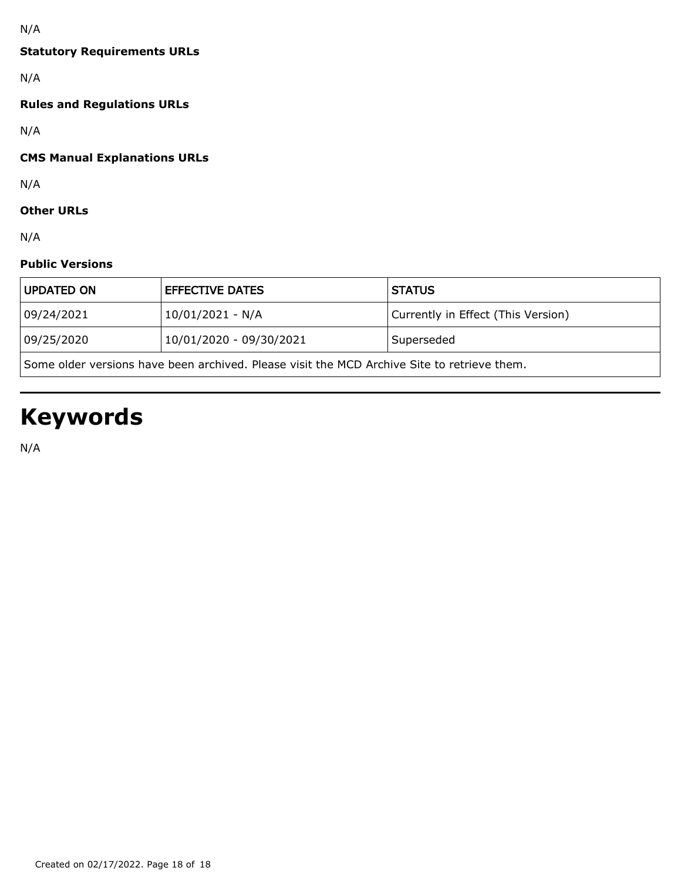N/A

**Statutory Requirements URLs**

N/A

**Rules and Regulations URLs**

N/A

**CMS Manual Explanations URLs**

N/A

**Other URLs**

N/A

**Public Versions**

| UPDATED ON | EFFECTIVE DATES | STATUS |
|---|---|---|
| 09/24/2021 | 10/01/2021 - N/A | Currently in Effect (This Version) |
| 09/25/2020 | 10/01/2020 - 09/30/2021 | Superseded |
| Some older versions have been archived. Please visit the MCD Archive Site to retrieve them. | | |

# Keywords

N/A